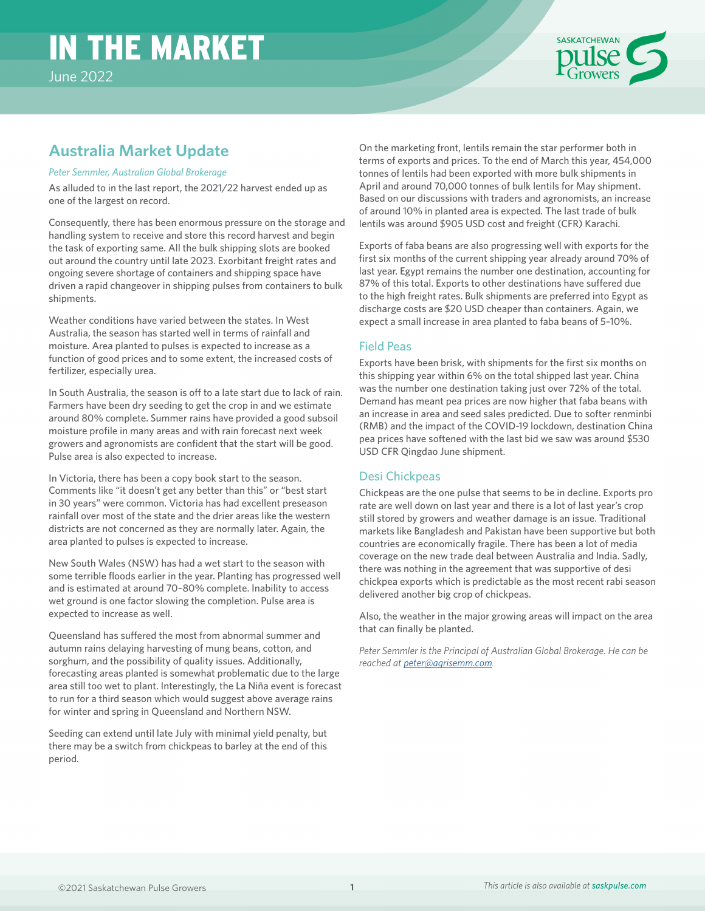# IN THE MARKET

June 2022

## Australia Market Update

*Peter Semmler, Australian Global Brokerage*

As alluded to in the last report, the 2021/22 harvest ended up as one of the largest on record.

Consequently, there has been enormous pressure on the storage and handling system to receive and store this record harvest and begin the task of exporting same. All the bulk shipping slots are booked out around the country until late 2023. Exorbitant freight rates and ongoing severe shortage of containers and shipping space have driven a rapid changeover in shipping pulses from containers to bulk shipments.

Weather conditions have varied between the states. In West Australia, the season has started well in terms of rainfall and moisture. Area planted to pulses is expected to increase as a function of good prices and to some extent, the increased costs of fertilizer, especially urea.

In South Australia, the season is off to a late start due to lack of rain. Farmers have been dry seeding to get the crop in and we estimate around 80% complete. Summer rains have provided a good subsoil moisture profile in many areas and with rain forecast next week growers and agronomists are confident that the start will be good. Pulse area is also expected to increase.

In Victoria, there has been a copy book start to the season. Comments like "it doesn't get any better than this" or "best start in 30 years" were common. Victoria has had excellent preseason rainfall over most of the state and the drier areas like the western districts are not concerned as they are normally later. Again, the area planted to pulses is expected to increase.

New South Wales (NSW) has had a wet start to the season with some terrible floods earlier in the year. Planting has progressed well and is estimated at around 70–80% complete. Inability to access wet ground is one factor slowing the completion. Pulse area is expected to increase as well.

Queensland has suffered the most from abnormal summer and autumn rains delaying harvesting of mung beans, cotton, and sorghum, and the possibility of quality issues. Additionally, forecasting areas planted is somewhat problematic due to the large area still too wet to plant. Interestingly, the La Niña event is forecast to run for a third season which would suggest above average rains for winter and spring in Queensland and Northern NSW.

Seeding can extend until late July with minimal yield penalty, but there may be a switch from chickpeas to barley at the end of this period.

On the marketing front, lentils remain the star performer both in terms of exports and prices. To the end of March this year, 454,000 tonnes of lentils had been exported with more bulk shipments in April and around 70,000 tonnes of bulk lentils for May shipment. Based on our discussions with traders and agronomists, an increase of around 10% in planted area is expected. The last trade of bulk lentils was around $905 USD cost and freight (CFR) Karachi.

Exports of faba beans are also progressing well with exports for the first six months of the current shipping year already around 70% of last year. Egypt remains the number one destination, accounting for 87% of this total. Exports to other destinations have suffered due to the high freight rates. Bulk shipments are preferred into Egypt as discharge costs are $20 USD cheaper than containers. Again, we expect a small increase in area planted to faba beans of 5–10%.

### Field Peas

Exports have been brisk, with shipments for the first six months on this shipping year within 6% on the total shipped last year. China was the number one destination taking just over 72% of the total. Demand has meant pea prices are now higher that faba beans with an increase in area and seed sales predicted. Due to softer renminbi (RMB) and the impact of the COVID-19 lockdown, destination China pea prices have softened with the last bid we saw was around $530 USD CFR Qingdao June shipment.

### Desi Chickpeas

Chickpeas are the one pulse that seems to be in decline. Exports pro rate are well down on last year and there is a lot of last year's crop still stored by growers and weather damage is an issue. Traditional markets like Bangladesh and Pakistan have been supportive but both countries are economically fragile. There has been a lot of media coverage on the new trade deal between Australia and India. Sadly, there was nothing in the agreement that was supportive of desi chickpea exports which is predictable as the most recent rabi season delivered another big crop of chickpeas.

Also, the weather in the major growing areas will impact on the area that can finally be planted.

*Peter Semmler is the Principal of Australian Global Brokerage. He can be reached at peter@agrisemm.com.*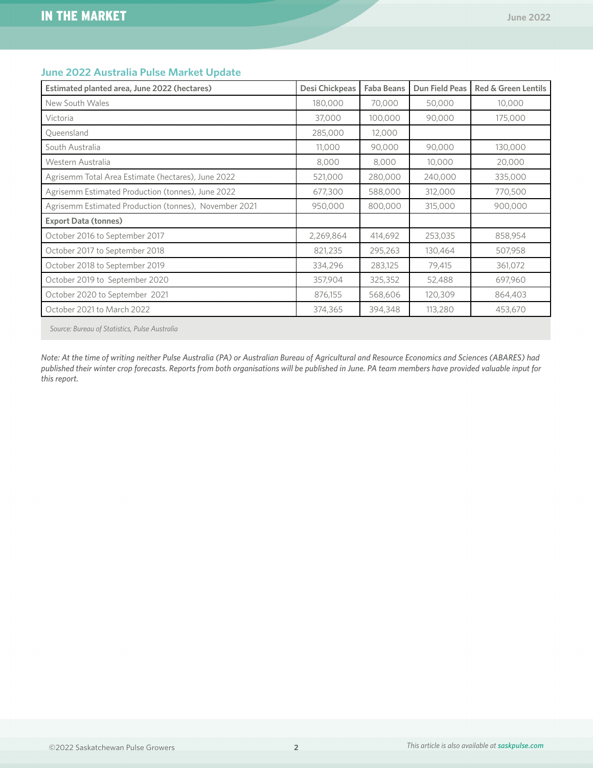## June 2022 Australia Pulse Market Update

| Estimated planted area, June 2022 (hectares) | Desi Chickpeas | Faba Beans | Dun Field Peas | Red & Green Lentils |
|---|---|---|---|---|
| New South Wales | 180,000 | 70,000 | 50,000 | 10,000 |
| Victoria | 37,000 | 100,000 | 90,000 | 175,000 |
| Queensland | 285,000 | 12,000 | | |
| South Australia | 11,000 | 90,000 | 90,000 | 130,000 |
| Western Australia | 8,000 | 8,000 | 10,000 | 20,000 |
| Agrisemm Total Area Estimate (hectares), June 2022 | 521,000 | 280,000 | 240,000 | 335,000 |
| Agrisemm Estimated Production (tonnes), June 2022 | 677,300 | 588,000 | 312,000 | 770,500 |
| Agrisemm Estimated Production (tonnes), November 2021 | 950,000 | 800,000 | 315,000 | 900,000 |
| **Export Data (tonnes)** | | | | |
| October 2016 to September 2017 | 2,269,864 | 414,692 | 253,035 | 858,954 |
| October 2017 to September 2018 | 821,235 | 295,263 | 130,464 | 507,958 |
| October 2018 to September 2019 | 334,296 | 283,125 | 79,415 | 361,072 |
| October 2019 to September 2020 | 357,904 | 325,352 | 52,488 | 697,960 |
| October 2020 to September 2021 | 876,155 | 568,606 | 120,309 | 864,403 |
| October 2021 to March 2022 | 374,365 | 394,348 | 113,280 | 453,670 |

*Source: Bureau of Statistics, Pulse Australia*

*Note: At the time of writing neither Pulse Australia (PA) or Australian Bureau of Agricultural and Resource Economics and Sciences (ABARES) had published their winter crop forecasts. Reports from both organisations will be published in June. PA team members have provided valuable input for this report.*

This article is also available at saskpulse.com